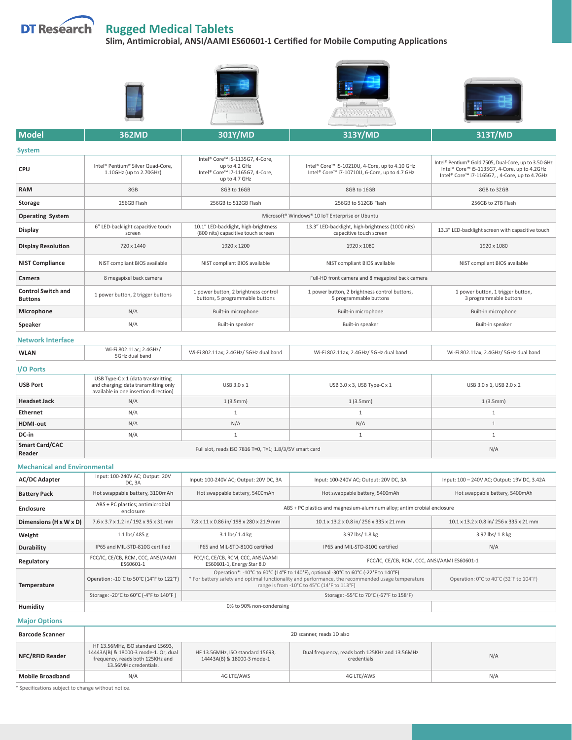# DT Research Rugged Medical Tablets

**Slim, Antimicrobial, ANSI/AAMI ES60601-1 Certified for Mobile Computing Applications**

| Model | 362MD | 301Y/MD | 313Y/MD | 313T/MD |
|---|---|---|---|---|
| **System** | | | | |
| **CPU** | Intel® Pentium® Silver Quad-Core, 1.10GHz (up to 2.70GHz) | Intel® Core™ i5-1135G7, 4-Core, up to 4.2 GHz Intel® Core™ i7-1165G7, 4-Core, up to 4.7 GHz | Intel® Core™ i5-10210U, 4-Core, up to 4.10 GHz Intel® Core™ i7-10710U, 6-Core, up to 4.7 GHz | Intel® Pentium® Gold 7505, Dual-Core, up to 3.50 GHz Intel® Core™ i5-1135G7, 4-Core, up to 4.2GHz Intel® Core™ i7-1165G7, , 4-Core, up to 4.7GHz |
| **RAM** | 8GB | 8GB to 16GB | 8GB to 16GB | 8GB to 32GB |
| **Storage** | 256GB Flash | 256GB to 512GB Flash | 256GB to 512GB Flash | 256GB to 2TB Flash |
| **Operating System** | Microsoft® Windows® 10 IoT Enterprise or Ubuntu | | | |
| **Display** | 6" LED-backlight capacitive touch screen | 10.1" LED-backlight, high-brightness (800 nits) capacitive touch screen | 13.3" LED-backlight, high-brightness (1000 nits) capacitive touch screen | 13.3" LED-backlight screen with capacitive touch |
| **Display Resolution** | 720 x 1440 | 1920 x 1200 | 1920 x 1080 | 1920 x 1080 |
| **NIST Compliance** | NIST compliant BIOS available | NIST compliant BIOS available | NIST compliant BIOS available | NIST compliant BIOS available |
| **Camera** | 8 megapixel back camera | Full-HD front camera and 8 megapixel back camera | | |
| **Control Switch and Buttons** | 1 power button, 2 trigger buttons | 1 power button, 2 brightness control buttons, 5 programmable buttons | 1 power button, 2 brightness control buttons, 5 programmable buttons | 1 power button, 1 trigger button, 3 programmable buttons |
| **Microphone** | N/A | Built-in microphone | Built-in microphone | Built-in microphone |
| **Speaker** | N/A | Built-in speaker | Built-in speaker | Built-in speaker |
| **Network Interface** | | | | |
| **WLAN** | Wi-Fi 802.11ac; 2.4GHz/ 5GHz dual band | Wi-Fi 802.11ax; 2.4GHz/ 5GHz dual band | Wi-Fi 802.11ax; 2.4GHz/ 5GHz dual band | Wi-Fi 802.11ax, 2.4GHz/ 5GHz dual band |
| **I/O Ports** | | | | |
| **USB Port** | USB Type-C x 1 (data transmitting and charging; data transmitting only available in one insertion direction) | USB 3.0 x 1 | USB 3.0 x 3, USB Type-C x 1 | USB 3.0 x 1, USB 2.0 x 2 |
| **Headset Jack** | N/A | 1 (3.5mm) | 1 (3.5mm) | 1 (3.5mm) |
| **Ethernet** | N/A | 1 | 1 | 1 |
| **HDMI-out** | N/A | N/A | N/A | 1 |
| **DC-in** | N/A | 1 | 1 | 1 |
| **Smart Card/CAC Reader** | Full slot, reads ISO 7816 T=0, T=1; 1.8/3/5V smart card | | | N/A |
| **Mechanical and Environmental** | | | | |
| **AC/DC Adapter** | Input: 100-240V AC; Output: 20V DC, 3A | Input: 100-240V AC; Output: 20V DC, 3A | Input: 100-240V AC; Output: 20V DC, 3A | Input: 100 – 240V AC; Output: 19V DC, 3.42A |
| **Battery Pack** | Hot swappable battery, 3100mAh | Hot swappable battery, 5400mAh | Hot swappable battery, 5400mAh | Hot swappable battery, 5400mAh |
| **Enclosure** | ABS + PC plastics; antimicrobial enclosure | ABS + PC plastics and magnesium-aluminum alloy; antimicrobial enclosure | | |
| **Dimensions (H x W x D)** | 7.6 x 3.7 x 1.2 in/ 192 x 95 x 31 mm | 7.8 x 11 x 0.86 in/ 198 x 280 x 21.9 mm | 10.1 x 13.2 x 0.8 in/ 256 x 335 x 21 mm | 10.1 x 13.2 x 0.8 in/ 256 x 335 x 21 mm |
| **Weight** | 1.1 lbs/ 485 g | 3.1 lbs/ 1.4 kg | 3.97 lbs/ 1.8 kg | 3.97 lbs/ 1.8 kg |
| **Durability** | IP65 and MIL-STD-810G certified | IP65 and MIL-STD-810G certified | IP65 and MIL-STD-810G certified | N/A |
| **Regulatory** | FCC/IC, CE/CB, RCM, CCC, ANSI/AAMI ES60601-1 | FCC/IC, CE/CB, RCM, CCC, ANSI/AAMI ES60601-1, Energy Star 8.0 | FCC/IC, CE/CB, RCM, CCC, ANSI/AAMI ES60601-1 | |
| **Temperature** | Operation: -10°C to 50°C (14°F to 122°F) | Operation*: -10°C to 60°C (14°F to 140°F), optional -30°C to 60°C (-22°F to 140°F) * For battery safety and optimal functionality and performance, the recommended usage temperature range is from -10°C to 45°C (14°F to 113°F) | | Operation: 0°C to 40°C (32°F to 104°F) |
| | Storage: -20°C to 60°C (-4°F to 140°F ) | Storage: -55°C to 70°C (-67°F to 158°F) | | |
| **Humidity** | 0% to 90% non-condensing | | | |
| **Major Options** | | | | |
| **Barcode Scanner** | 2D scanner, reads 1D also | | | |
| **NFC/RFID Reader** | HF 13.56MHz, ISO standard 15693, 14443A(B) & 18000-3 mode-1. Or, dual frequency, reads both 125KHz and 13.56MHz credentials. | HF 13.56MHz, ISO standard 15693, 14443A(B) & 18000-3 mode-1 | Dual frequency, reads both 125KHz and 13.56MHz credentials | N/A |
| **Mobile Broadband** | N/A | 4G LTE/AWS | 4G LTE/AWS | N/A |

\* Specifications subject to change without notice.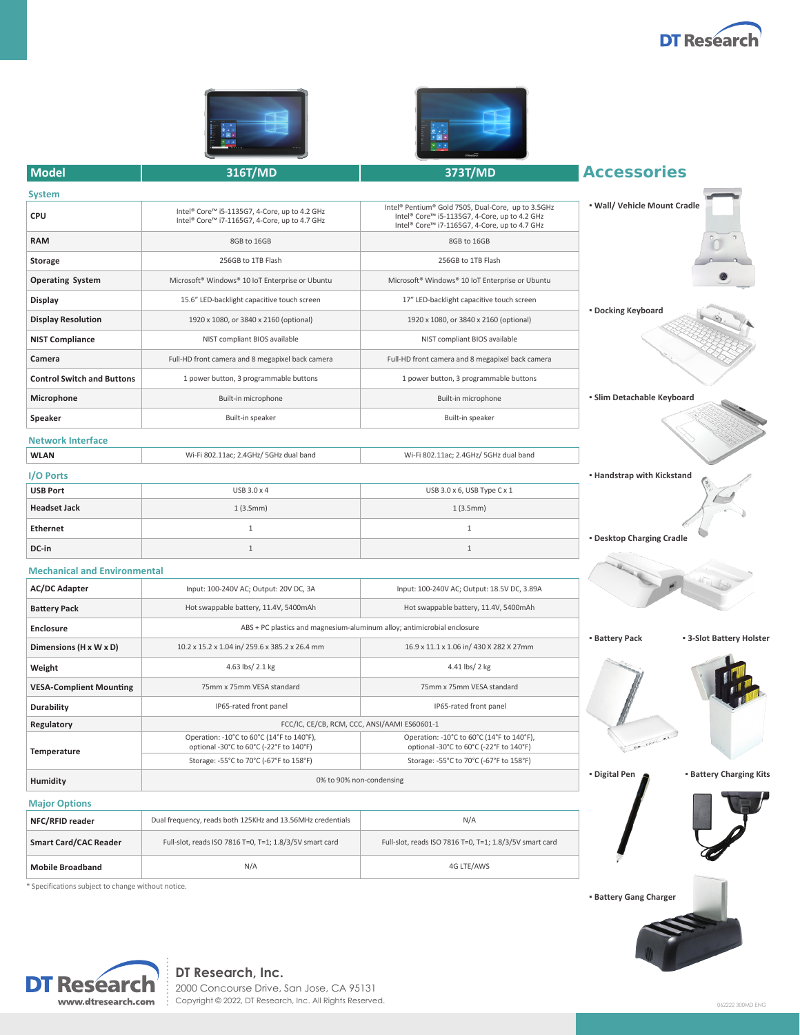| Model | 316T/MD | 373T/MD |
| --- | --- | --- |
| **System** | | |
| CPU | Intel® Core™ i5-1135G7, 4-Core, up to 4.2 GHz<br>Intel® Core™ i7-1165G7, 4-Core, up to 4.7 GHz | Intel® Pentium® Gold 7505, Dual-Core, up to 3.5GHz<br>Intel® Core™ i5-1135G7, 4-Core, up to 4.2 GHz<br>Intel® Core™ i7-1165G7, 4-Core, up to 4.7 GHz |
| RAM | 8GB to 16GB | 8GB to 16GB |
| Storage | 256GB to 1TB Flash | 256GB to 1TB Flash |
| Operating System | Microsoft® Windows® 10 IoT Enterprise or Ubuntu | Microsoft® Windows® 10 IoT Enterprise or Ubuntu |
| Display | 15.6" LED-backlight capacitive touch screen | 17" LED-backlight capacitive touch screen |
| Display Resolution | 1920 x 1080, or 3840 x 2160 (optional) | 1920 x 1080, or 3840 x 2160 (optional) |
| NIST Compliance | NIST compliant BIOS available | NIST compliant BIOS available |
| Camera | Full-HD front camera and 8 megapixel back camera | Full-HD front camera and 8 megapixel back camera |
| Control Switch and Buttons | 1 power button, 3 programmable buttons | 1 power button, 3 programmable buttons |
| Microphone | Built-in microphone | Built-in microphone |
| Speaker | Built-in speaker | Built-in speaker |
| **Network Interface** | | |
| WLAN | Wi-Fi 802.11ac; 2.4GHz/ 5GHz dual band | Wi-Fi 802.11ac; 2.4GHz/ 5GHz dual band |
| **I/O Ports** | | |
| USB Port | USB 3.0 x 4 | USB 3.0 x 6, USB Type C x 1 |
| Headset Jack | 1 (3.5mm) | 1 (3.5mm) |
| Ethernet | 1 | 1 |
| DC-in | 1 | 1 |
| **Mechanical and Environmental** | | |
| AC/DC Adapter | Input: 100-240V AC; Output: 20V DC, 3A | Input: 100-240V AC; Output: 18.5V DC, 3.89A |
| Battery Pack | Hot swappable battery, 11.4V, 5400mAh | Hot swappable battery, 11.4V, 5400mAh |
| Enclosure | ABS + PC plastics and magnesium-aluminum alloy; antimicrobial enclosure | |
| Dimensions (H x W x D) | 10.2 x 15.2 x 1.04 in/ 259.6 x 385.2 x 26.4 mm | 16.9 x 11.1 x 1.06 in/ 430 X 282 X 27mm |
| Weight | 4.63 lbs/ 2.1 kg | 4.41 lbs/ 2 kg |
| VESA-Complient Mounting | 75mm x 75mm VESA standard | 75mm x 75mm VESA standard |
| Durability | IP65-rated front panel | IP65-rated front panel |
| Regulatory | FCC/IC, CE/CB, RCM, CCC, ANSI/AAMI ES60601-1 | |
| Temperature | Operation: -10°C to 60°C (14°F to 140°F), optional -30°C to 60°C (-22°F to 140°F)<br>Storage: -55°C to 70°C (-67°F to 158°F) | Operation: -10°C to 60°C (14°F to 140°F), optional -30°C to 60°C (-22°F to 140°F)<br>Storage: -55°C to 70°C (-67°F to 158°F) |
| Humidity | 0% to 90% non-condensing | |
| **Major Options** | | |
| NFC/RFID reader | Dual frequency, reads both 125KHz and 13.56MHz credentials | N/A |
| Smart Card/CAC Reader | Full-slot, reads ISO 7816 T=0, T=1; 1.8/3/5V smart card | Full-slot, reads ISO 7816 T=0, T=1; 1.8/3/5V smart card |
| Mobile Broadband | N/A | 4G LTE/AWS |

* Specifications subject to change without notice.

## Accessories

- Wall/ Vehicle Mount Cradle
- Docking Keyboard
- Slim Detachable Keyboard
- Handstrap with Kickstand
- Desktop Charging Cradle
- Battery Pack
- 3-Slot Battery Holster
- Digital Pen
- Battery Charging Kits
- Battery Gang Charger

**DT Research, Inc.**
2000 Concourse Drive, San Jose, CA 95131
Copyright © 2022, DT Research, Inc. All Rights Reserved.

www.dtresearch.com

062222 300MD ENG